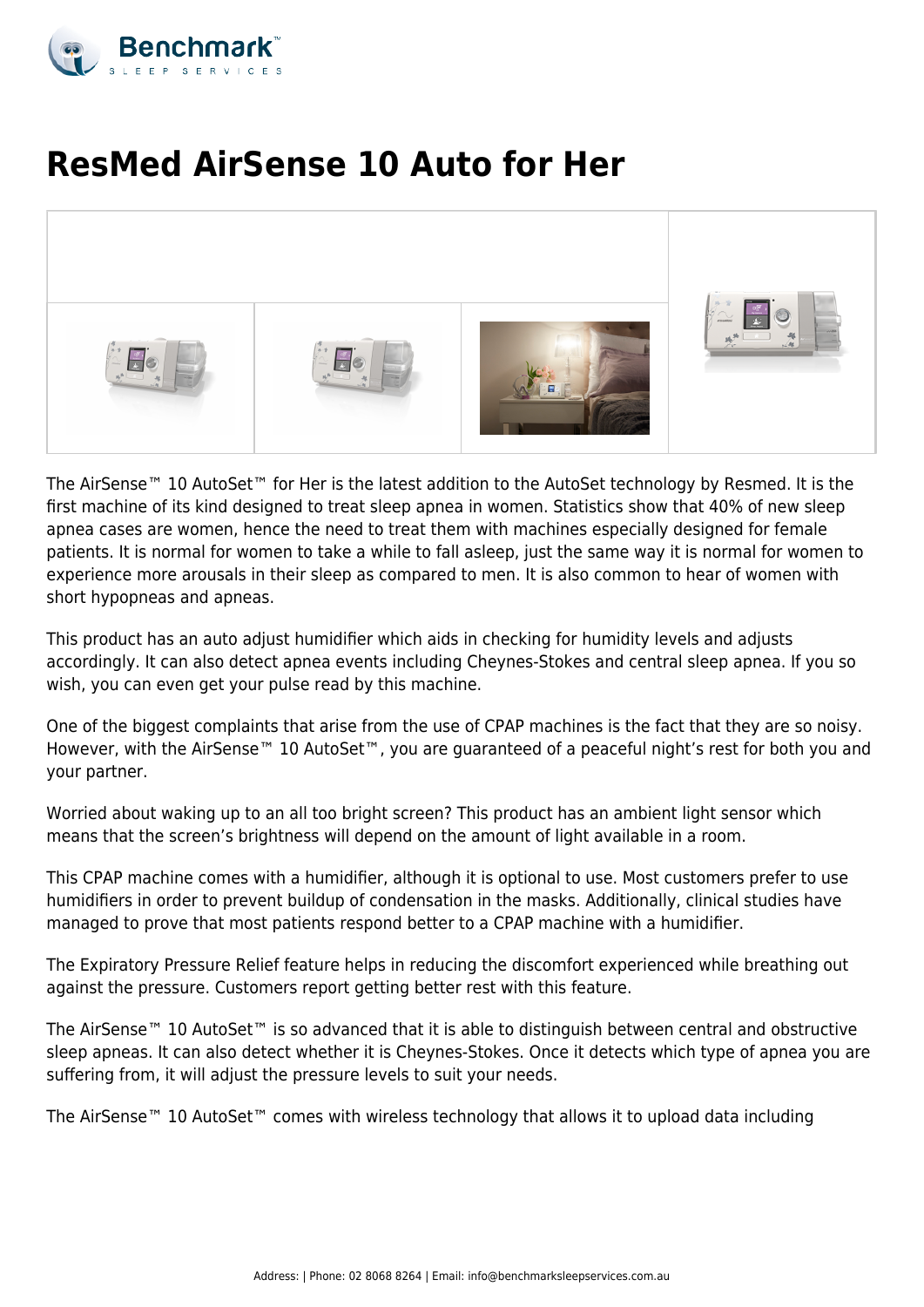# ResMed AirSense 10 Auto for Her

The AirSense™ 10 AutoSet™ for Her is the latest addition to the AutoSet technology by Resmed. It is the first machine of its kind designed to treat sleep apnea in women. Statistics show that 40% of new sleep apnea cases are women, hence the need to treat them with machines especially designed for female patients. It is normal for women to take a while to fall asleep, just the same way it is normal for women to experience more arousals in their sleep as compared to men. It is also common to hear of women with short hypopneas and apneas.

This product has an auto adjust humidifier which aids in checking for humidity levels and adjusts accordingly. It can also detect apnea events including Cheynes-Stokes and central sleep apnea. If you so wish, you can even get your pulse read by this machine.

One of the biggest complaints that arise from the use of CPAP machines is the fact that they are so noisy. However, with the AirSense™ 10 AutoSet™, you are guaranteed of a peaceful night's rest for both you and your partner.

Worried about waking up to an all too bright screen? This product has an ambient light sensor which means that the screen's brightness will depend on the amount of light available in a room.

This CPAP machine comes with a humidifier, although it is optional to use. Most customers prefer to use humidifiers in order to prevent buildup of condensation in the masks. Additionally, clinical studies have managed to prove that most patients respond better to a CPAP machine with a humidifier.

The Expiratory Pressure Relief feature helps in reducing the discomfort experienced while breathing out against the pressure. Customers report getting better rest with this feature.

The AirSense™ 10 AutoSet™ is so advanced that it is able to distinguish between central and obstructive sleep apneas. It can also detect whether it is Cheynes-Stokes. Once it detects which type of apnea you are suffering from, it will adjust the pressure levels to suit your needs.

The AirSense™ 10 AutoSet™ comes with wireless technology that allows it to upload data including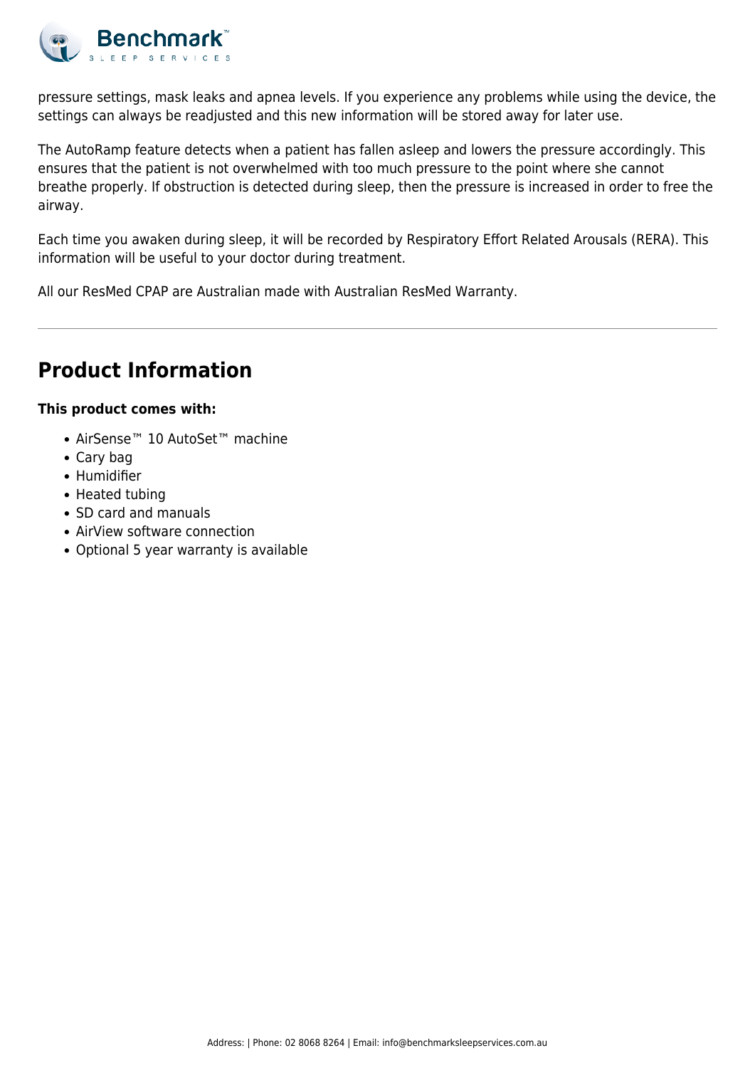pressure settings, mask leaks and apnea levels. If you experience any problems while using the device, the settings can always be readjusted and this new information will be stored away for later use.

The AutoRamp feature detects when a patient has fallen asleep and lowers the pressure accordingly. This ensures that the patient is not overwhelmed with too much pressure to the point where she cannot breathe properly. If obstruction is detected during sleep, then the pressure is increased in order to free the airway.

Each time you awaken during sleep, it will be recorded by Respiratory Effort Related Arousals (RERA). This information will be useful to your doctor during treatment.

All our ResMed CPAP are Australian made with Australian ResMed Warranty.

---

## Product Information

**This product comes with:**

- AirSense™ 10 AutoSet™ machine
- Cary bag
- Humidifier
- Heated tubing
- SD card and manuals
- AirView software connection
- Optional 5 year warranty is available